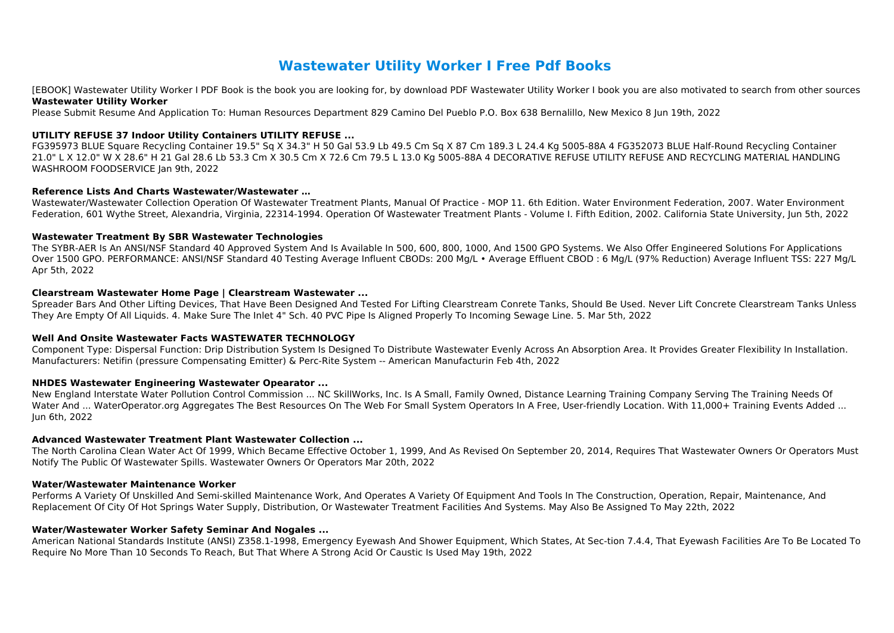# Wastewater Utility Worker I Free Pdf Books

[EBOOK] Wastewater Utility Worker I PDF Book is the book you are looking for, by download PDF Wastewater Utility Worker I book you are also motivated to search from other sources

**Wastewater Utility Worker**

Please Submit Resume And Application To: Human Resources Department 829 Camino Del Pueblo P.O. Box 638 Bernalillo, New Mexico 8 Jun 19th, 2022

### UTILITY REFUSE 37 Indoor Utility Containers UTILITY REFUSE ...

FG395973 BLUE Square Recycling Container 19.5" Sq X 34.3" H 50 Gal 53.9 Lb 49.5 Cm Sq X 87 Cm 189.3 L 24.4 Kg 5005-88A 4 FG352073 BLUE Half-Round Recycling Container 21.0" L X 12.0" W X 28.6" H 21 Gal 28.6 Lb 53.3 Cm X 30.5 Cm X 72.6 Cm 79.5 L 13.0 Kg 5005-88A 4 DECORATIVE REFUSE UTILITY REFUSE AND RECYCLING MATERIAL HANDLING WASHROOM FOODSERVICE Jan 9th, 2022

### Reference Lists And Charts Wastewater/Wastewater …

Wastewater/Wastewater Collection Operation Of Wastewater Treatment Plants, Manual Of Practice - MOP 11. 6th Edition. Water Environment Federation, 2007. Water Environment Federation, 601 Wythe Street, Alexandria, Virginia, 22314-1994. Operation Of Wastewater Treatment Plants - Volume I. Fifth Edition, 2002. California State University, Jun 5th, 2022

### Wastewater Treatment By SBR Wastewater Technologies

The SYBR-AER Is An ANSI/NSF Standard 40 Approved System And Is Available In 500, 600, 800, 1000, And 1500 GPO Systems. We Also Offer Engineered Solutions For Applications Over 1500 GPO. PERFORMANCE: ANSI/NSF Standard 40 Testing Average Influent CBODs: 200 Mg/L • Average Effluent CBOD : 6 Mg/L (97% Reduction) Average Influent TSS: 227 Mg/L Apr 5th, 2022

### Clearstream Wastewater Home Page | Clearstream Wastewater ...

Spreader Bars And Other Lifting Devices, That Have Been Designed And Tested For Lifting Clearstream Conrete Tanks, Should Be Used. Never Lift Concrete Clearstream Tanks Unless They Are Empty Of All Liquids. 4. Make Sure The Inlet 4" Sch. 40 PVC Pipe Is Aligned Properly To Incoming Sewage Line. 5. Mar 5th, 2022

### Well And Onsite Wastewater Facts WASTEWATER TECHNOLOGY

Component Type: Dispersal Function: Drip Distribution System Is Designed To Distribute Wastewater Evenly Across An Absorption Area. It Provides Greater Flexibility In Installation. Manufacturers: Netifin (pressure Compensating Emitter) & Perc-Rite System -- American Manufacturin Feb 4th, 2022

### NHDES Wastewater Engineering Wastewater Opearator ...

New England Interstate Water Pollution Control Commission ... NC SkillWorks, Inc. Is A Small, Family Owned, Distance Learning Training Company Serving The Training Needs Of Water And ... WaterOperator.org Aggregates The Best Resources On The Web For Small System Operators In A Free, User-friendly Location. With 11,000+ Training Events Added ... Jun 6th, 2022

### Advanced Wastewater Treatment Plant Wastewater Collection ...

The North Carolina Clean Water Act Of 1999, Which Became Effective October 1, 1999, And As Revised On September 20, 2014, Requires That Wastewater Owners Or Operators Must Notify The Public Of Wastewater Spills. Wastewater Owners Or Operators Mar 20th, 2022

### Water/Wastewater Maintenance Worker

Performs A Variety Of Unskilled And Semi-skilled Maintenance Work, And Operates A Variety Of Equipment And Tools In The Construction, Operation, Repair, Maintenance, And Replacement Of City Of Hot Springs Water Supply, Distribution, Or Wastewater Treatment Facilities And Systems. May Also Be Assigned To May 22th, 2022

### Water/Wastewater Worker Safety Seminar And Nogales ...

American National Standards Institute (ANSI) Z358.1-1998, Emergency Eyewash And Shower Equipment, Which States, At Sec-tion 7.4.4, That Eyewash Facilities Are To Be Located To Require No More Than 10 Seconds To Reach, But That Where A Strong Acid Or Caustic Is Used May 19th, 2022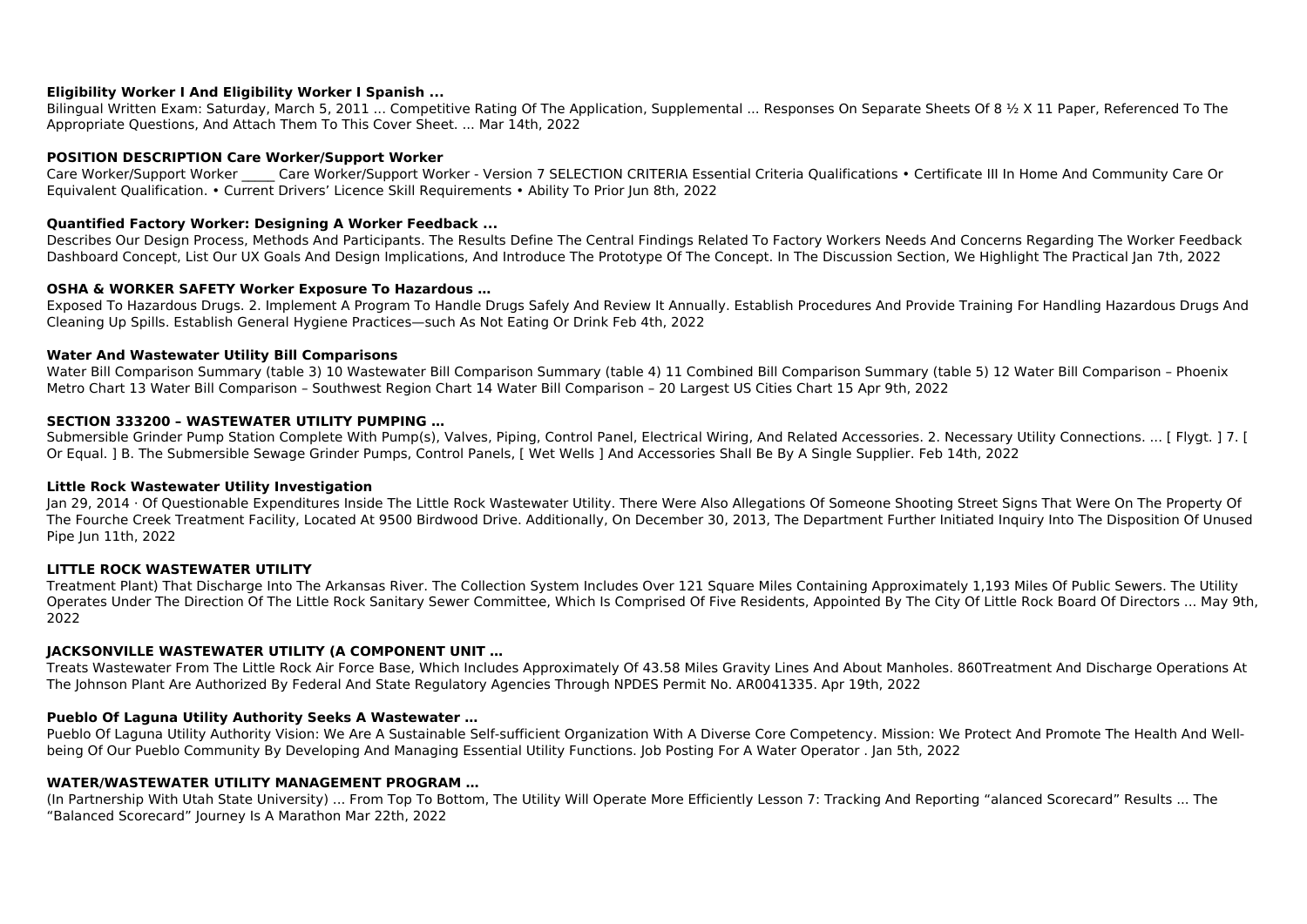**Eligibility Worker I And Eligibility Worker I Spanish ...**

Bilingual Written Exam: Saturday, March 5, 2011 ... Competitive Rating Of The Application, Supplemental ... Responses On Separate Sheets Of 8 ½ X 11 Paper, Referenced To The Appropriate Questions, And Attach Them To This Cover Sheet. ... Mar 14th, 2022

**POSITION DESCRIPTION Care Worker/Support Worker**

Care Worker/Support Worker _____ Care Worker/Support Worker - Version 7 SELECTION CRITERIA Essential Criteria Qualifications • Certificate III In Home And Community Care Or Equivalent Qualification. • Current Drivers' Licence Skill Requirements • Ability To Prior Jun 8th, 2022

**Quantified Factory Worker: Designing A Worker Feedback ...**

Describes Our Design Process, Methods And Participants. The Results Define The Central Findings Related To Factory Workers Needs And Concerns Regarding The Worker Feedback Dashboard Concept, List Our UX Goals And Design Implications, And Introduce The Prototype Of The Concept. In The Discussion Section, We Highlight The Practical Jan 7th, 2022

**OSHA & WORKER SAFETY Worker Exposure To Hazardous …**

Exposed To Hazardous Drugs. 2. Implement A Program To Handle Drugs Safely And Review It Annually. Establish Procedures And Provide Training For Handling Hazardous Drugs And Cleaning Up Spills. Establish General Hygiene Practices—such As Not Eating Or Drink Feb 4th, 2022

**Water And Wastewater Utility Bill Comparisons**

Water Bill Comparison Summary (table 3) 10 Wastewater Bill Comparison Summary (table 4) 11 Combined Bill Comparison Summary (table 5) 12 Water Bill Comparison – Phoenix Metro Chart 13 Water Bill Comparison – Southwest Region Chart 14 Water Bill Comparison – 20 Largest US Cities Chart 15 Apr 9th, 2022

**SECTION 333200 – WASTEWATER UTILITY PUMPING …**

Submersible Grinder Pump Station Complete With Pump(s), Valves, Piping, Control Panel, Electrical Wiring, And Related Accessories. 2. Necessary Utility Connections. ... [ Flygt. ] 7. [ Or Equal. ] B. The Submersible Sewage Grinder Pumps, Control Panels, [ Wet Wells ] And Accessories Shall Be By A Single Supplier. Feb 14th, 2022

**Little Rock Wastewater Utility Investigation**

Jan 29, 2014 · Of Questionable Expenditures Inside The Little Rock Wastewater Utility. There Were Also Allegations Of Someone Shooting Street Signs That Were On The Property Of The Fourche Creek Treatment Facility, Located At 9500 Birdwood Drive. Additionally, On December 30, 2013, The Department Further Initiated Inquiry Into The Disposition Of Unused Pipe Jun 11th, 2022

**LITTLE ROCK WASTEWATER UTILITY**

Treatment Plant) That Discharge Into The Arkansas River. The Collection System Includes Over 121 Square Miles Containing Approximately 1,193 Miles Of Public Sewers. The Utility Operates Under The Direction Of The Little Rock Sanitary Sewer Committee, Which Is Comprised Of Five Residents, Appointed By The City Of Little Rock Board Of Directors ... May 9th, 2022

**JACKSONVILLE WASTEWATER UTILITY (A COMPONENT UNIT …**

Treats Wastewater From The Little Rock Air Force Base, Which Includes Approximately Of 43.58 Miles Gravity Lines And About Manholes. 860Treatment And Discharge Operations At The Johnson Plant Are Authorized By Federal And State Regulatory Agencies Through NPDES Permit No. AR0041335. Apr 19th, 2022

**Pueblo Of Laguna Utility Authority Seeks A Wastewater …**

Pueblo Of Laguna Utility Authority Vision: We Are A Sustainable Self-sufficient Organization With A Diverse Core Competency. Mission: We Protect And Promote The Health And Well-being Of Our Pueblo Community By Developing And Managing Essential Utility Functions. Job Posting For A Water Operator . Jan 5th, 2022

**WATER/WASTEWATER UTILITY MANAGEMENT PROGRAM …**

(In Partnership With Utah State University) ... From Top To Bottom, The Utility Will Operate More Efficiently Lesson 7: Tracking And Reporting "alanced Scorecard" Results ... The "Balanced Scorecard" Journey Is A Marathon Mar 22th, 2022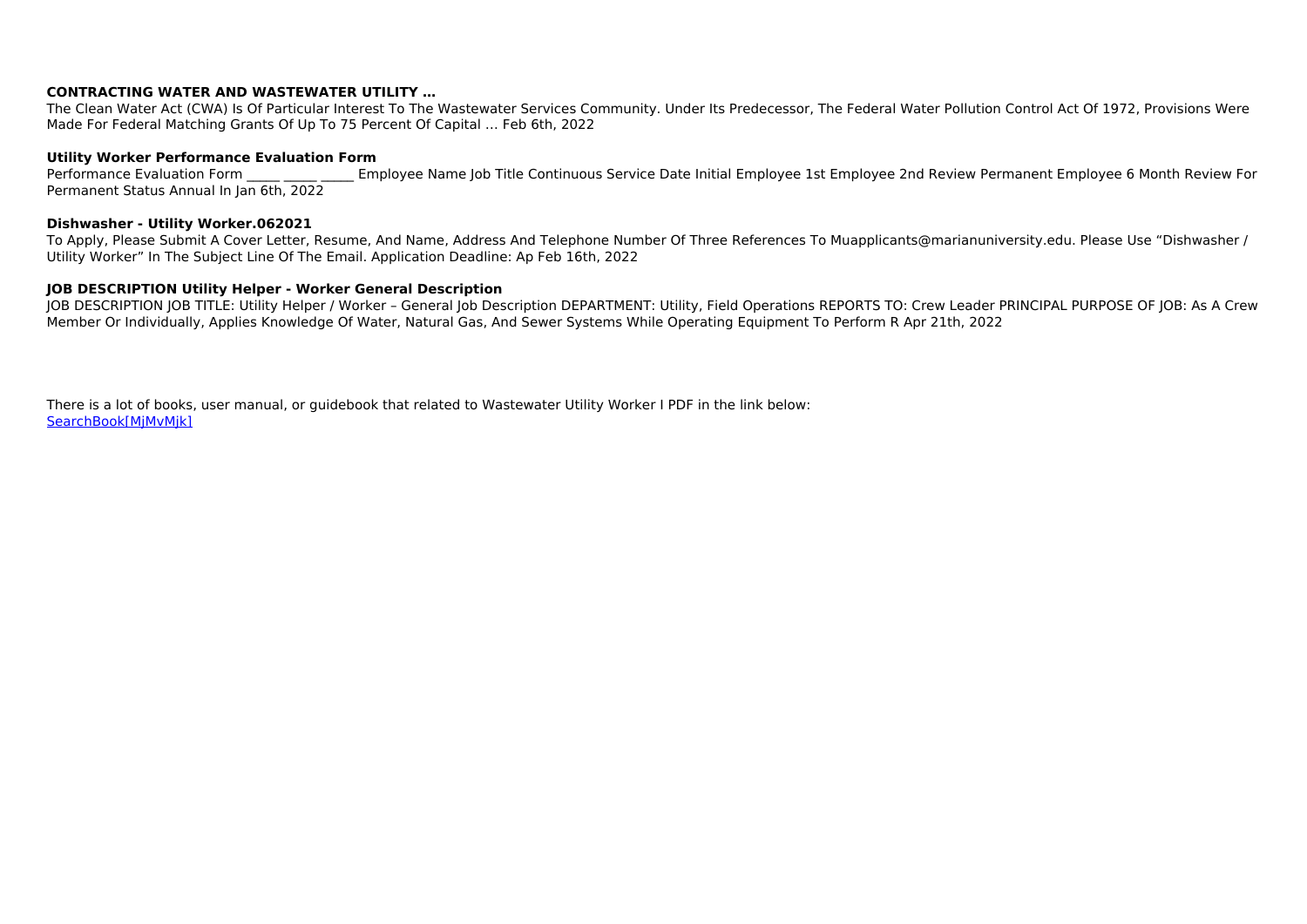**CONTRACTING WATER AND WASTEWATER UTILITY …**

The Clean Water Act (CWA) Is Of Particular Interest To The Wastewater Services Community. Under Its Predecessor, The Federal Water Pollution Control Act Of 1972, Provisions Were Made For Federal Matching Grants Of Up To 75 Percent Of Capital … Feb 6th, 2022

**Utility Worker Performance Evaluation Form**

Performance Evaluation Form _____ _____ _____ Employee Name Job Title Continuous Service Date Initial Employee 1st Employee 2nd Review Permanent Employee 6 Month Review For Permanent Status Annual In Jan 6th, 2022

**Dishwasher - Utility Worker.062021**

To Apply, Please Submit A Cover Letter, Resume, And Name, Address And Telephone Number Of Three References To Muapplicants@marianuniversity.edu. Please Use "Dishwasher / Utility Worker" In The Subject Line Of The Email. Application Deadline: Ap Feb 16th, 2022

**JOB DESCRIPTION Utility Helper - Worker General Description**

JOB DESCRIPTION JOB TITLE: Utility Helper / Worker – General Job Description DEPARTMENT: Utility, Field Operations REPORTS TO: Crew Leader PRINCIPAL PURPOSE OF JOB: As A Crew Member Or Individually, Applies Knowledge Of Water, Natural Gas, And Sewer Systems While Operating Equipment To Perform R Apr 21th, 2022

There is a lot of books, user manual, or guidebook that related to Wastewater Utility Worker I PDF in the link below:
SearchBook[MjMvMjk]